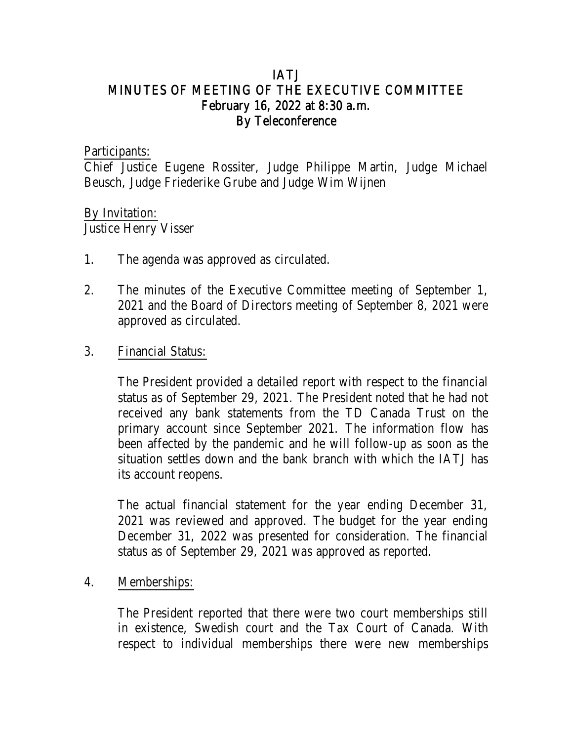# IATJ

## MINUTES OF MEETING OF THE EXECUTIVE COMMITTEE

### February 16, 2022 at 8:30 a.m.

### By Teleconference

Participants:
Chief Justice Eugene Rossiter, Judge Philippe Martin, Judge Michael Beusch, Judge Friederike Grube and Judge Wim Wijnen

By Invitation:
Justice Henry Visser

1. The agenda was approved as circulated.

2. The minutes of the Executive Committee meeting of September 1, 2021 and the Board of Directors meeting of September 8, 2021 were approved as circulated.

3. Financial Status:

   The President provided a detailed report with respect to the financial status as of September 29, 2021. The President noted that he had not received any bank statements from the TD Canada Trust on the primary account since September 2021. The information flow has been affected by the pandemic and he will follow-up as soon as the situation settles down and the bank branch with which the IATJ has its account reopens.

   The actual financial statement for the year ending December 31, 2021 was reviewed and approved. The budget for the year ending December 31, 2022 was presented for consideration. The financial status as of September 29, 2021 was approved as reported.

4. Memberships:

   The President reported that there were two court memberships still in existence, Swedish court and the Tax Court of Canada. With respect to individual memberships there were new memberships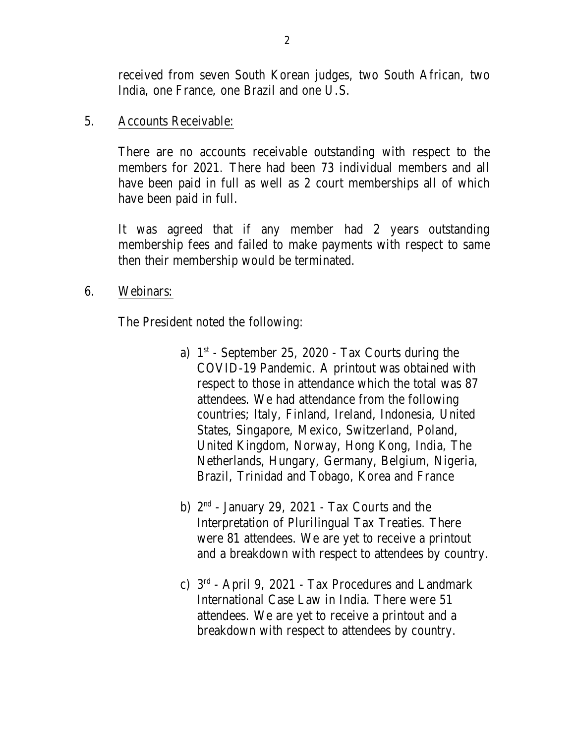received from seven South Korean judges, two South African, two India, one France, one Brazil and one U.S.

5. Accounts Receivable:

There are no accounts receivable outstanding with respect to the members for 2021. There had been 73 individual members and all have been paid in full as well as 2 court memberships all of which have been paid in full.

It was agreed that if any member had 2 years outstanding membership fees and failed to make payments with respect to same then their membership would be terminated.

6. Webinars:

The President noted the following:

a) 1st - September 25, 2020 - Tax Courts during the COVID-19 Pandemic. A printout was obtained with respect to those in attendance which the total was 87 attendees. We had attendance from the following countries; Italy, Finland, Ireland, Indonesia, United States, Singapore, Mexico, Switzerland, Poland, United Kingdom, Norway, Hong Kong, India, The Netherlands, Hungary, Germany, Belgium, Nigeria, Brazil, Trinidad and Tobago, Korea and France

b) 2nd - January 29, 2021 - Tax Courts and the Interpretation of Plurilingual Tax Treaties. There were 81 attendees. We are yet to receive a printout and a breakdown with respect to attendees by country.

c) 3rd - April 9, 2021 - Tax Procedures and Landmark International Case Law in India. There were 51 attendees. We are yet to receive a printout and a breakdown with respect to attendees by country.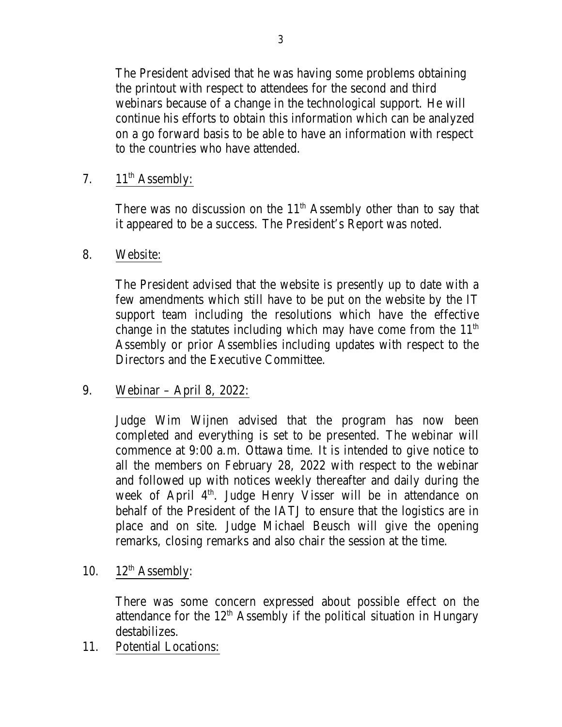The President advised that he was having some problems obtaining the printout with respect to attendees for the second and third webinars because of a change in the technological support. He will continue his efforts to obtain this information which can be analyzed on a go forward basis to be able to have an information with respect to the countries who have attended.

7. <u>11th Assembly:</u>

   There was no discussion on the 11th Assembly other than to say that it appeared to be a success. The President's Report was noted.

8. <u>Website:</u>

   The President advised that the website is presently up to date with a few amendments which still have to be put on the website by the IT support team including the resolutions which have the effective change in the statutes including which may have come from the 11th Assembly or prior Assemblies including updates with respect to the Directors and the Executive Committee.

9. <u>Webinar – April 8, 2022:</u>

   Judge Wim Wijnen advised that the program has now been completed and everything is set to be presented. The webinar will commence at 9:00 a.m. Ottawa time. It is intended to give notice to all the members on February 28, 2022 with respect to the webinar and followed up with notices weekly thereafter and daily during the week of April 4th. Judge Henry Visser will be in attendance on behalf of the President of the IATJ to ensure that the logistics are in place and on site. Judge Michael Beusch will give the opening remarks, closing remarks and also chair the session at the time.

10. <u>12th Assembly:</u>

    There was some concern expressed about possible effect on the attendance for the 12th Assembly if the political situation in Hungary destabilizes.

11. <u>Potential Locations:</u>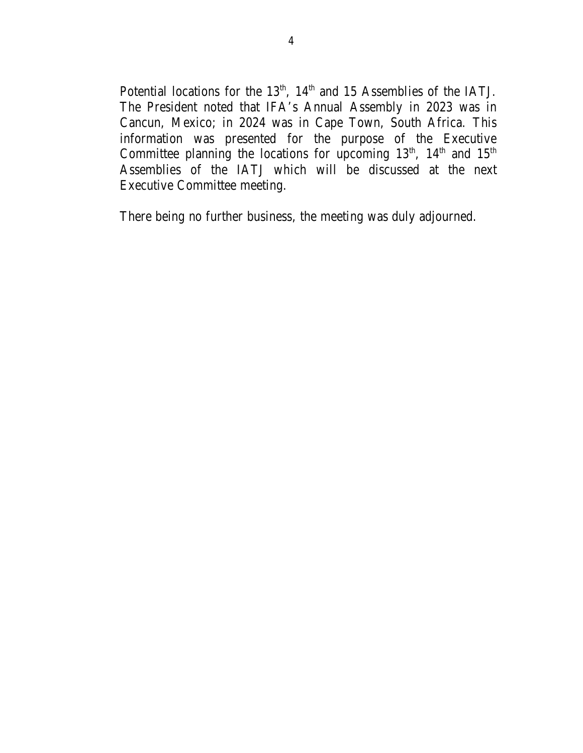Potential locations for the 13th, 14th and 15 Assemblies of the IATJ. The President noted that IFA's Annual Assembly in 2023 was in Cancun, Mexico; in 2024 was in Cape Town, South Africa. This information was presented for the purpose of the Executive Committee planning the locations for upcoming 13th, 14th and 15th Assemblies of the IATJ which will be discussed at the next Executive Committee meeting.

There being no further business, the meeting was duly adjourned.